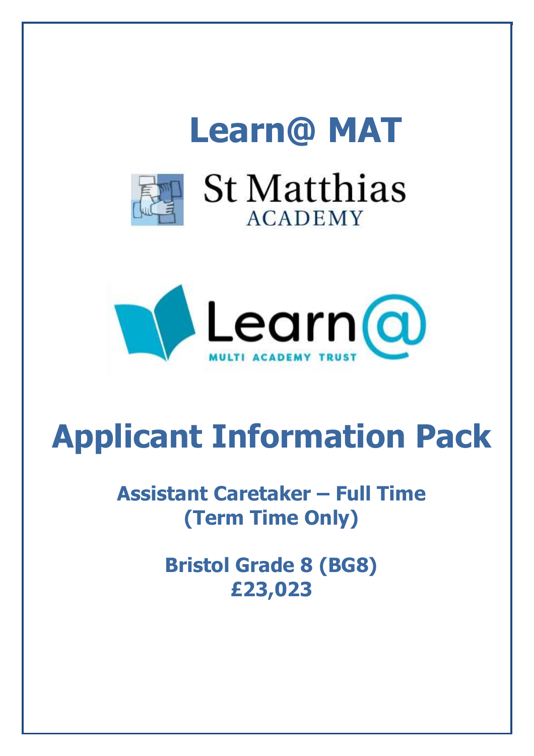# Learn@ MAT

St Matthias ACADEMY

Learn@ MULTI ACADEMY TRUST

# Applicant Information Pack

## Assistant Caretaker – Full Time (Term Time Only)

## Bristol Grade 8 (BG8) £23,023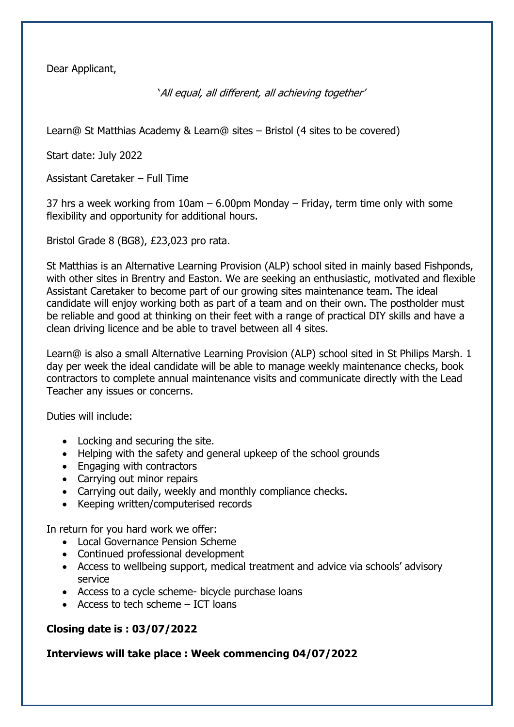Dear Applicant,

*'All equal, all different, all achieving together'*

Learn@ St Matthias Academy & Learn@ sites – Bristol (4 sites to be covered)

Start date: July 2022

Assistant Caretaker – Full Time

37 hrs a week working from 10am – 6.00pm Monday – Friday, term time only with some flexibility and opportunity for additional hours.

Bristol Grade 8 (BG8), £23,023 pro rata.

St Matthias is an Alternative Learning Provision (ALP) school sited in mainly based Fishponds, with other sites in Brentry and Easton. We are seeking an enthusiastic, motivated and flexible Assistant Caretaker to become part of our growing sites maintenance team. The ideal candidate will enjoy working both as part of a team and on their own. The postholder must be reliable and good at thinking on their feet with a range of practical DIY skills and have a clean driving licence and be able to travel between all 4 sites.

Learn@ is also a small Alternative Learning Provision (ALP) school sited in St Philips Marsh. 1 day per week the ideal candidate will be able to manage weekly maintenance checks, book contractors to complete annual maintenance visits and communicate directly with the Lead Teacher any issues or concerns.

Duties will include:

- Locking and securing the site.
- Helping with the safety and general upkeep of the school grounds
- Engaging with contractors
- Carrying out minor repairs
- Carrying out daily, weekly and monthly compliance checks.
- Keeping written/computerised records

In return for you hard work we offer:

- Local Governance Pension Scheme
- Continued professional development
- Access to wellbeing support, medical treatment and advice via schools' advisory service
- Access to a cycle scheme- bicycle purchase loans
- Access to tech scheme – ICT loans

**Closing date is : 03/07/2022**

**Interviews will take place : Week commencing 04/07/2022**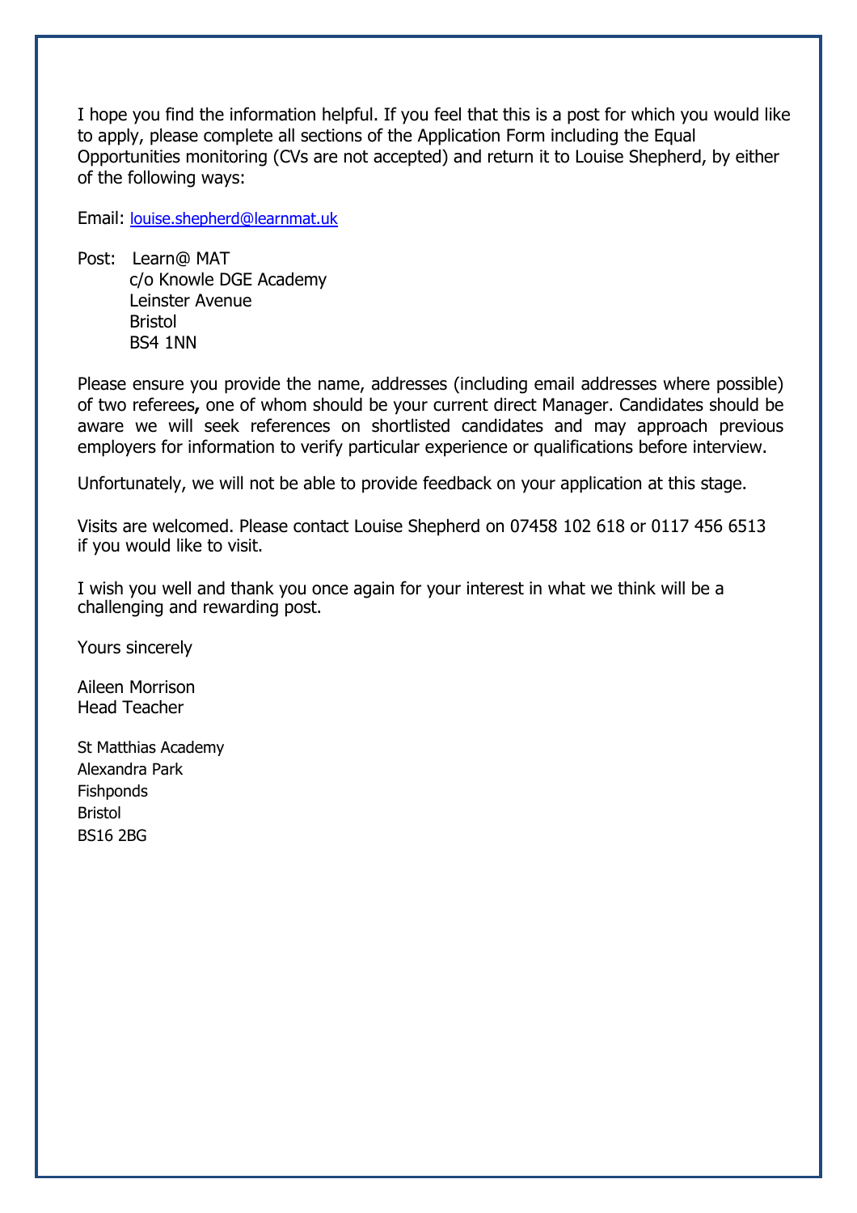I hope you find the information helpful. If you feel that this is a post for which you would like to apply, please complete all sections of the Application Form including the Equal Opportunities monitoring (CVs are not accepted) and return it to Louise Shepherd, by either of the following ways:

Email: louise.shepherd@learnmat.uk

Post: Learn@ MAT
c/o Knowle DGE Academy
Leinster Avenue
Bristol
BS4 1NN

Please ensure you provide the name, addresses (including email addresses where possible) of two referees**,** one of whom should be your current direct Manager. Candidates should be aware we will seek references on shortlisted candidates and may approach previous employers for information to verify particular experience or qualifications before interview.

Unfortunately, we will not be able to provide feedback on your application at this stage.

Visits are welcomed. Please contact Louise Shepherd on 07458 102 618 or 0117 456 6513 if you would like to visit.

I wish you well and thank you once again for your interest in what we think will be a challenging and rewarding post.

Yours sincerely

Aileen Morrison
Head Teacher

St Matthias Academy
Alexandra Park
Fishponds
Bristol
BS16 2BG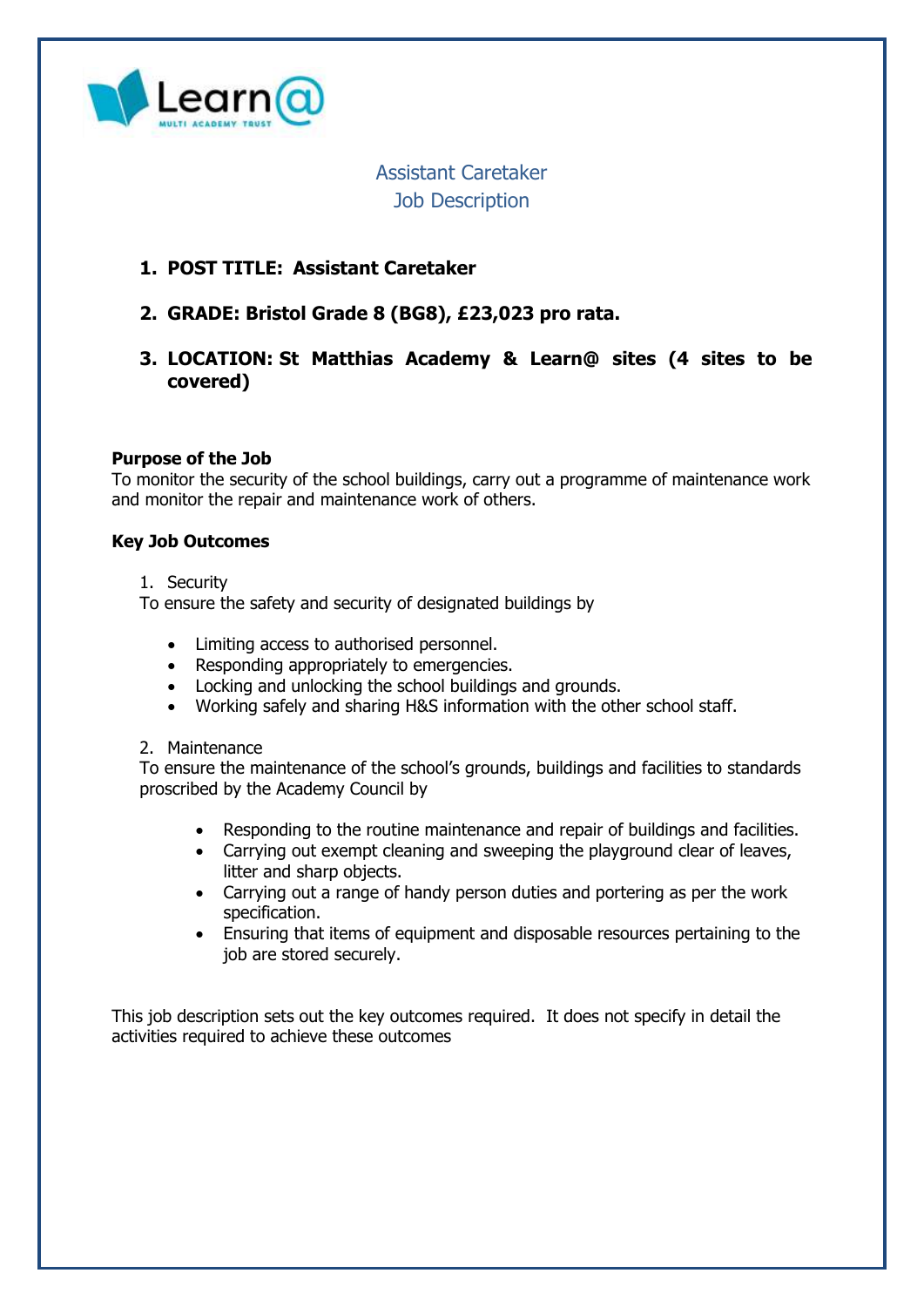# Assistant Caretaker
## Job Description

1. **POST TITLE: Assistant Caretaker**
2. **GRADE: Bristol Grade 8 (BG8), £23,023 pro rata.**
3. **LOCATION: St Matthias Academy & Learn@ sites (4 sites to be covered)**

**Purpose of the Job**
To monitor the security of the school buildings, carry out a programme of maintenance work and monitor the repair and maintenance work of others.

**Key Job Outcomes**

1. Security

To ensure the safety and security of designated buildings by

- Limiting access to authorised personnel.
- Responding appropriately to emergencies.
- Locking and unlocking the school buildings and grounds.
- Working safely and sharing H&S information with the other school staff.

2. Maintenance

To ensure the maintenance of the school's grounds, buildings and facilities to standards proscribed by the Academy Council by

- Responding to the routine maintenance and repair of buildings and facilities.
- Carrying out exempt cleaning and sweeping the playground clear of leaves, litter and sharp objects.
- Carrying out a range of handy person duties and portering as per the work specification.
- Ensuring that items of equipment and disposable resources pertaining to the job are stored securely.

This job description sets out the key outcomes required. It does not specify in detail the activities required to achieve these outcomes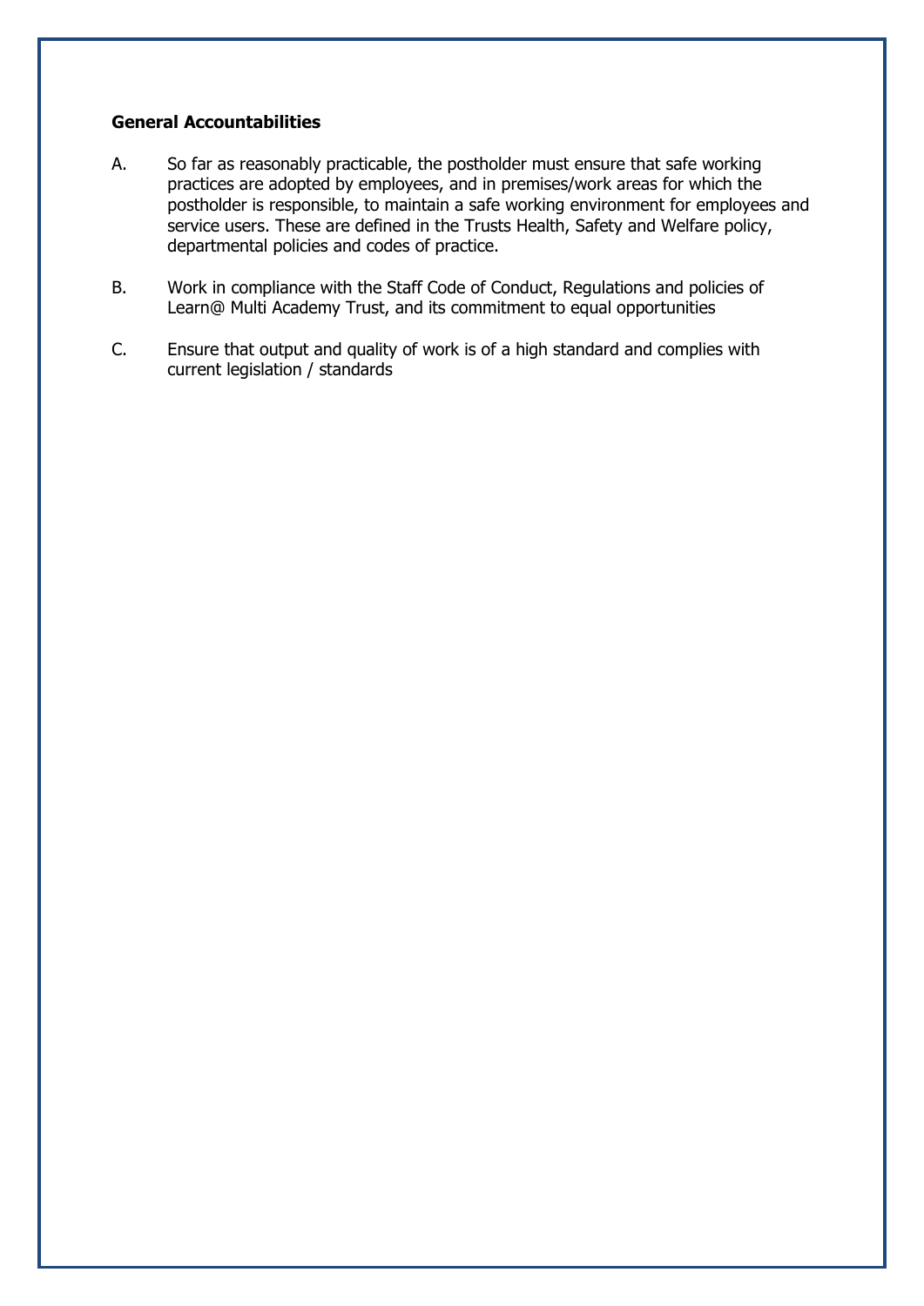**General Accountabilities**

A. So far as reasonably practicable, the postholder must ensure that safe working practices are adopted by employees, and in premises/work areas for which the postholder is responsible, to maintain a safe working environment for employees and service users. These are defined in the Trusts Health, Safety and Welfare policy, departmental policies and codes of practice.

B. Work in compliance with the Staff Code of Conduct, Regulations and policies of Learn@ Multi Academy Trust, and its commitment to equal opportunities

C. Ensure that output and quality of work is of a high standard and complies with current legislation / standards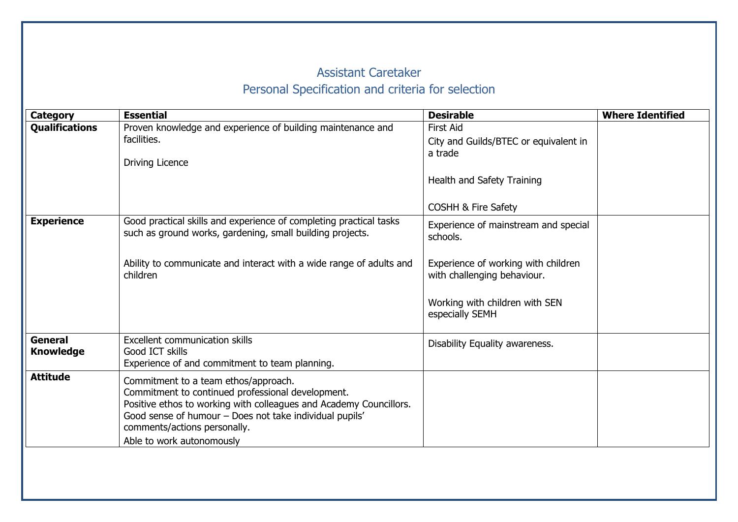# Assistant Caretaker
## Personal Specification and criteria for selection

| Category | Essential | Desirable | Where Identified |
|---|---|---|---|
| **Qualifications** | Proven knowledge and experience of building maintenance and facilities.<br><br>Driving Licence | First Aid<br>City and Guilds/BTEC or equivalent in a trade<br><br>Health and Safety Training<br><br>COSHH & Fire Safety | |
| **Experience** | Good practical skills and experience of completing practical tasks such as ground works, gardening, small building projects.<br><br>Ability to communicate and interact with a wide range of adults and children | Experience of mainstream and special schools.<br><br>Experience of working with children with challenging behaviour.<br><br>Working with children with SEN especially SEMH | |
| **General Knowledge** | Excellent communication skills<br>Good ICT skills<br>Experience of and commitment to team planning. | Disability Equality awareness. | |
| **Attitude** | Commitment to a team ethos/approach.<br>Commitment to continued professional development.<br>Positive ethos to working with colleagues and Academy Councillors.<br>Good sense of humour – Does not take individual pupils' comments/actions personally.<br>Able to work autonomously | | |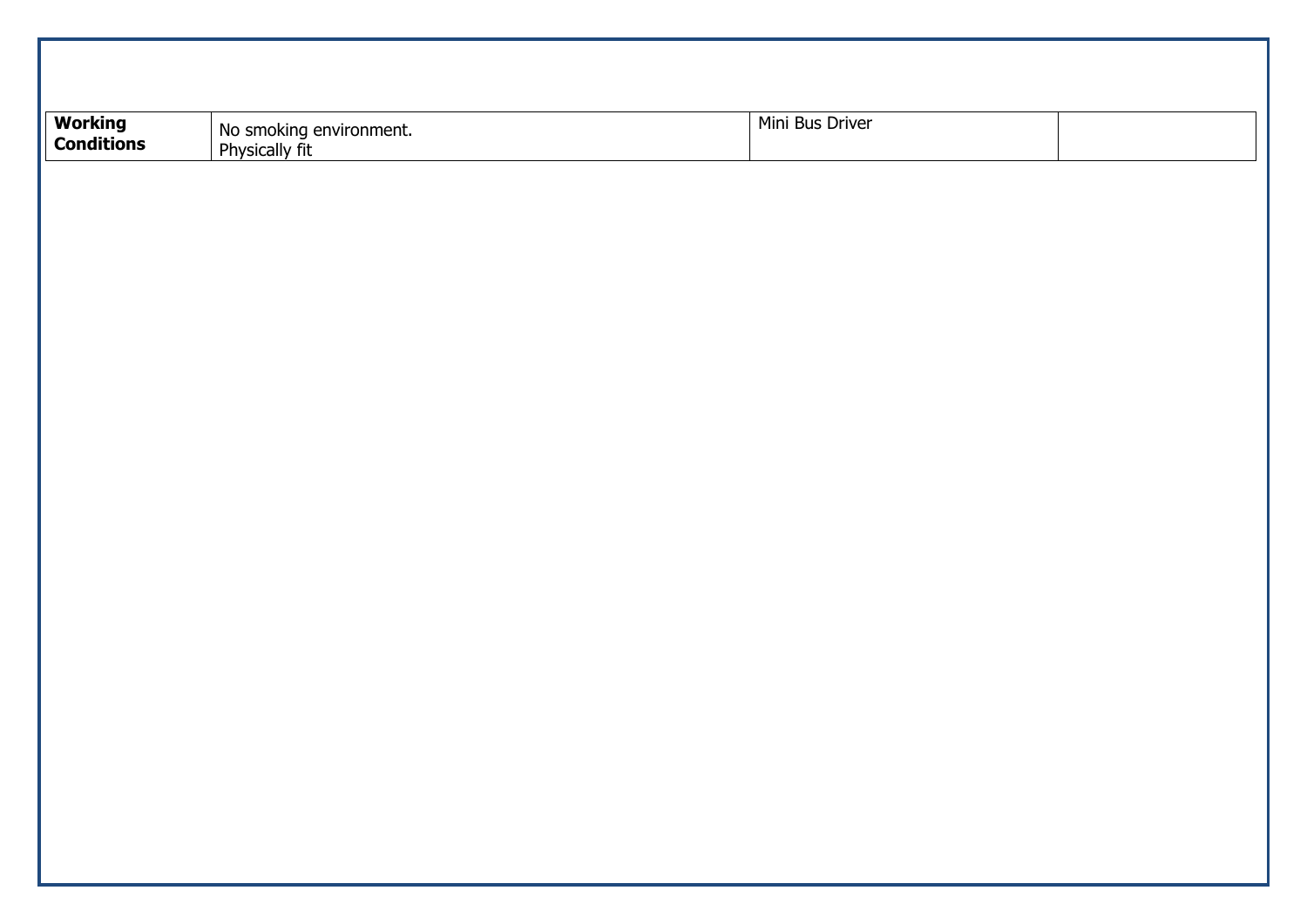| **Working Conditions** | No smoking environment.<br>Physically fit | Mini Bus Driver | |
|---|---|---|---|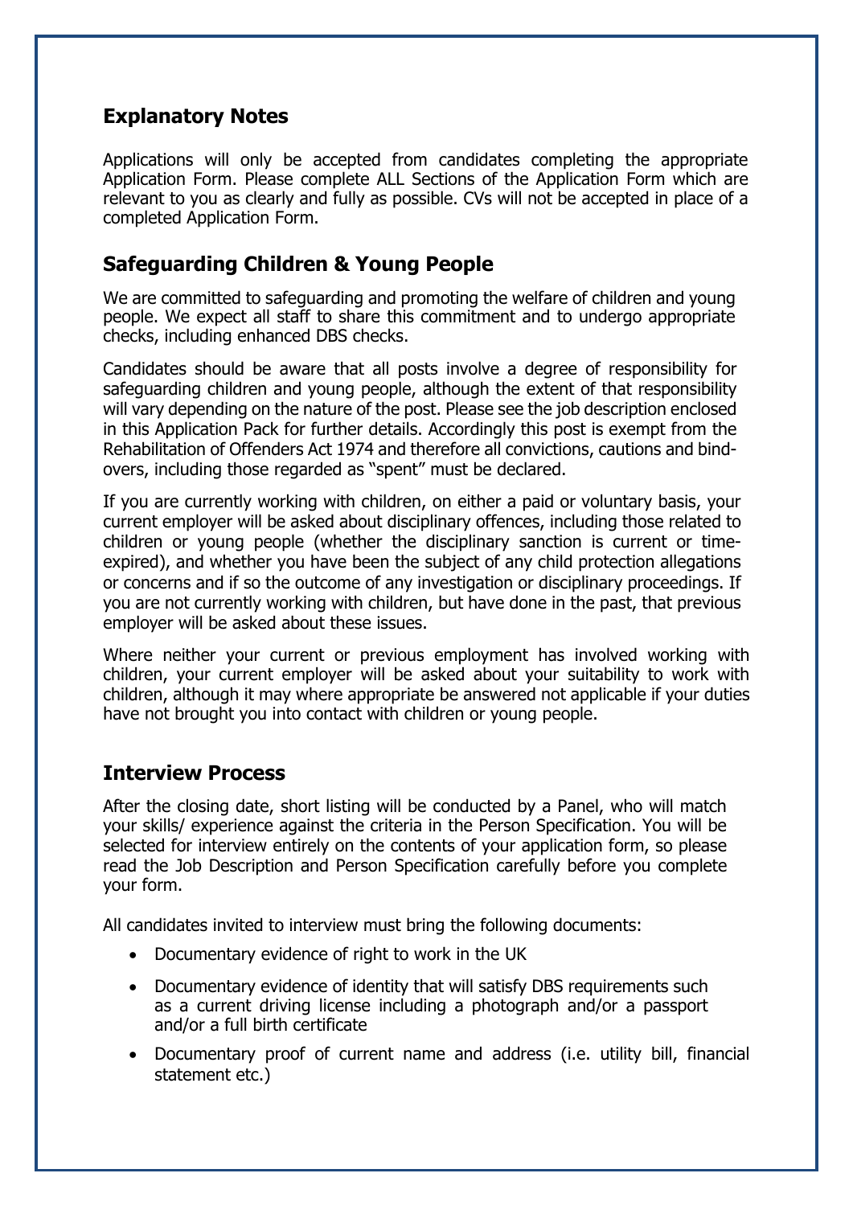## Explanatory Notes

Applications will only be accepted from candidates completing the appropriate Application Form. Please complete ALL Sections of the Application Form which are relevant to you as clearly and fully as possible. CVs will not be accepted in place of a completed Application Form.

## Safeguarding Children & Young People

We are committed to safeguarding and promoting the welfare of children and young people. We expect all staff to share this commitment and to undergo appropriate checks, including enhanced DBS checks.

Candidates should be aware that all posts involve a degree of responsibility for safeguarding children and young people, although the extent of that responsibility will vary depending on the nature of the post. Please see the job description enclosed in this Application Pack for further details. Accordingly this post is exempt from the Rehabilitation of Offenders Act 1974 and therefore all convictions, cautions and bind-overs, including those regarded as "spent" must be declared.

If you are currently working with children, on either a paid or voluntary basis, your current employer will be asked about disciplinary offences, including those related to children or young people (whether the disciplinary sanction is current or time-expired), and whether you have been the subject of any child protection allegations or concerns and if so the outcome of any investigation or disciplinary proceedings. If you are not currently working with children, but have done in the past, that previous employer will be asked about these issues.

Where neither your current or previous employment has involved working with children, your current employer will be asked about your suitability to work with children, although it may where appropriate be answered not applicable if your duties have not brought you into contact with children or young people.

## Interview Process

After the closing date, short listing will be conducted by a Panel, who will match your skills/ experience against the criteria in the Person Specification. You will be selected for interview entirely on the contents of your application form, so please read the Job Description and Person Specification carefully before you complete your form.

All candidates invited to interview must bring the following documents:

- Documentary evidence of right to work in the UK
- Documentary evidence of identity that will satisfy DBS requirements such as a current driving license including a photograph and/or a passport and/or a full birth certificate
- Documentary proof of current name and address (i.e. utility bill, financial statement etc.)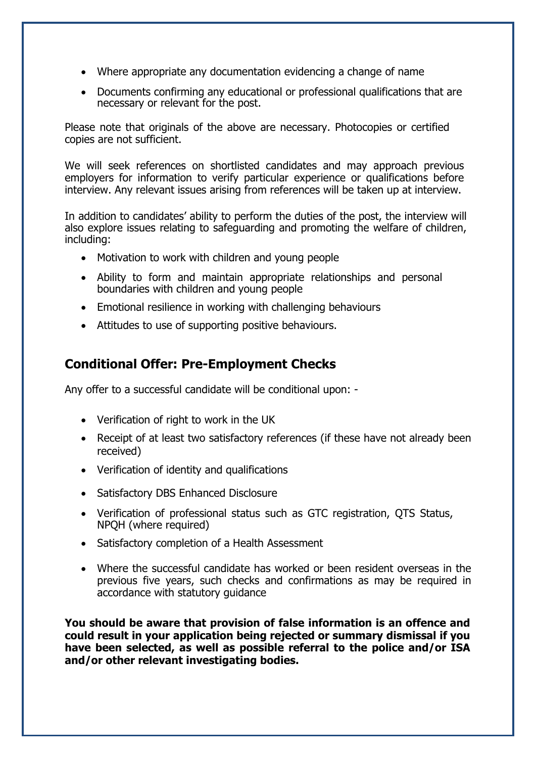- Where appropriate any documentation evidencing a change of name
- Documents confirming any educational or professional qualifications that are necessary or relevant for the post.

Please note that originals of the above are necessary. Photocopies or certified copies are not sufficient.

We will seek references on shortlisted candidates and may approach previous employers for information to verify particular experience or qualifications before interview. Any relevant issues arising from references will be taken up at interview.

In addition to candidates' ability to perform the duties of the post, the interview will also explore issues relating to safeguarding and promoting the welfare of children, including:

- Motivation to work with children and young people
- Ability to form and maintain appropriate relationships and personal boundaries with children and young people
- Emotional resilience in working with challenging behaviours
- Attitudes to use of supporting positive behaviours.

## Conditional Offer: Pre-Employment Checks

Any offer to a successful candidate will be conditional upon: -

- Verification of right to work in the UK
- Receipt of at least two satisfactory references (if these have not already been received)
- Verification of identity and qualifications
- Satisfactory DBS Enhanced Disclosure
- Verification of professional status such as GTC registration, QTS Status, NPQH (where required)
- Satisfactory completion of a Health Assessment
- Where the successful candidate has worked or been resident overseas in the previous five years, such checks and confirmations as may be required in accordance with statutory guidance

**You should be aware that provision of false information is an offence and could result in your application being rejected or summary dismissal if you have been selected, as well as possible referral to the police and/or ISA and/or other relevant investigating bodies.**